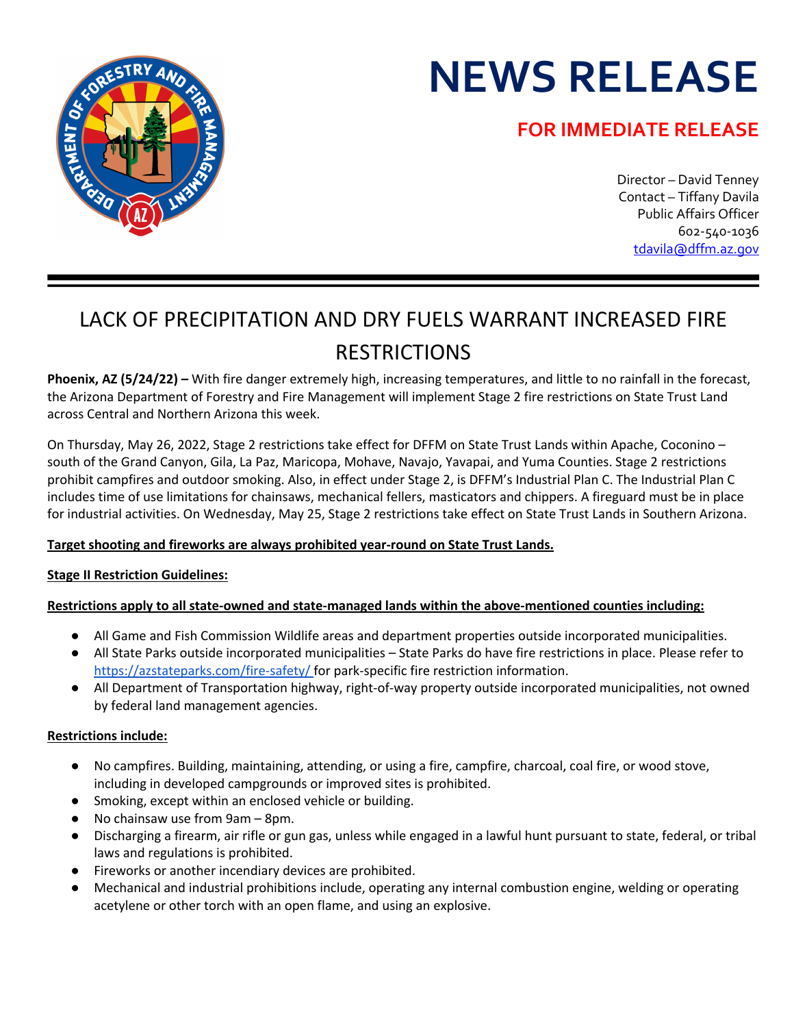# NEWS RELEASE

## FOR IMMEDIATE RELEASE

Director – David Tenney
Contact – Tiffany Davila
Public Affairs Officer
602-540-1036
tdavila@dffm.az.gov

---

## LACK OF PRECIPITATION AND DRY FUELS WARRANT INCREASED FIRE RESTRICTIONS

**Phoenix, AZ (5/24/22) –** With fire danger extremely high, increasing temperatures, and little to no rainfall in the forecast, the Arizona Department of Forestry and Fire Management will implement Stage 2 fire restrictions on State Trust Land across Central and Northern Arizona this week.

On Thursday, May 26, 2022, Stage 2 restrictions take effect for DFFM on State Trust Lands within Apache, Coconino – south of the Grand Canyon, Gila, La Paz, Maricopa, Mohave, Navajo, Yavapai, and Yuma Counties. Stage 2 restrictions prohibit campfires and outdoor smoking. Also, in effect under Stage 2, is DFFM's Industrial Plan C. The Industrial Plan C includes time of use limitations for chainsaws, mechanical fellers, masticators and chippers. A fireguard must be in place for industrial activities. On Wednesday, May 25, Stage 2 restrictions take effect on State Trust Lands in Southern Arizona.

**Target shooting and fireworks are always prohibited year-round on State Trust Lands.**

**Stage II Restriction Guidelines:**

**Restrictions apply to all state-owned and state-managed lands within the above-mentioned counties including:**

- All Game and Fish Commission Wildlife areas and department properties outside incorporated municipalities.
- All State Parks outside incorporated municipalities – State Parks do have fire restrictions in place. Please refer to https://azstateparks.com/fire-safety/ for park-specific fire restriction information.
- All Department of Transportation highway, right-of-way property outside incorporated municipalities, not owned by federal land management agencies.

**Restrictions include:**

- No campfires. Building, maintaining, attending, or using a fire, campfire, charcoal, coal fire, or wood stove, including in developed campgrounds or improved sites is prohibited.
- Smoking, except within an enclosed vehicle or building.
- No chainsaw use from 9am – 8pm.
- Discharging a firearm, air rifle or gun gas, unless while engaged in a lawful hunt pursuant to state, federal, or tribal laws and regulations is prohibited.
- Fireworks or another incendiary devices are prohibited.
- Mechanical and industrial prohibitions include, operating any internal combustion engine, welding or operating acetylene or other torch with an open flame, and using an explosive.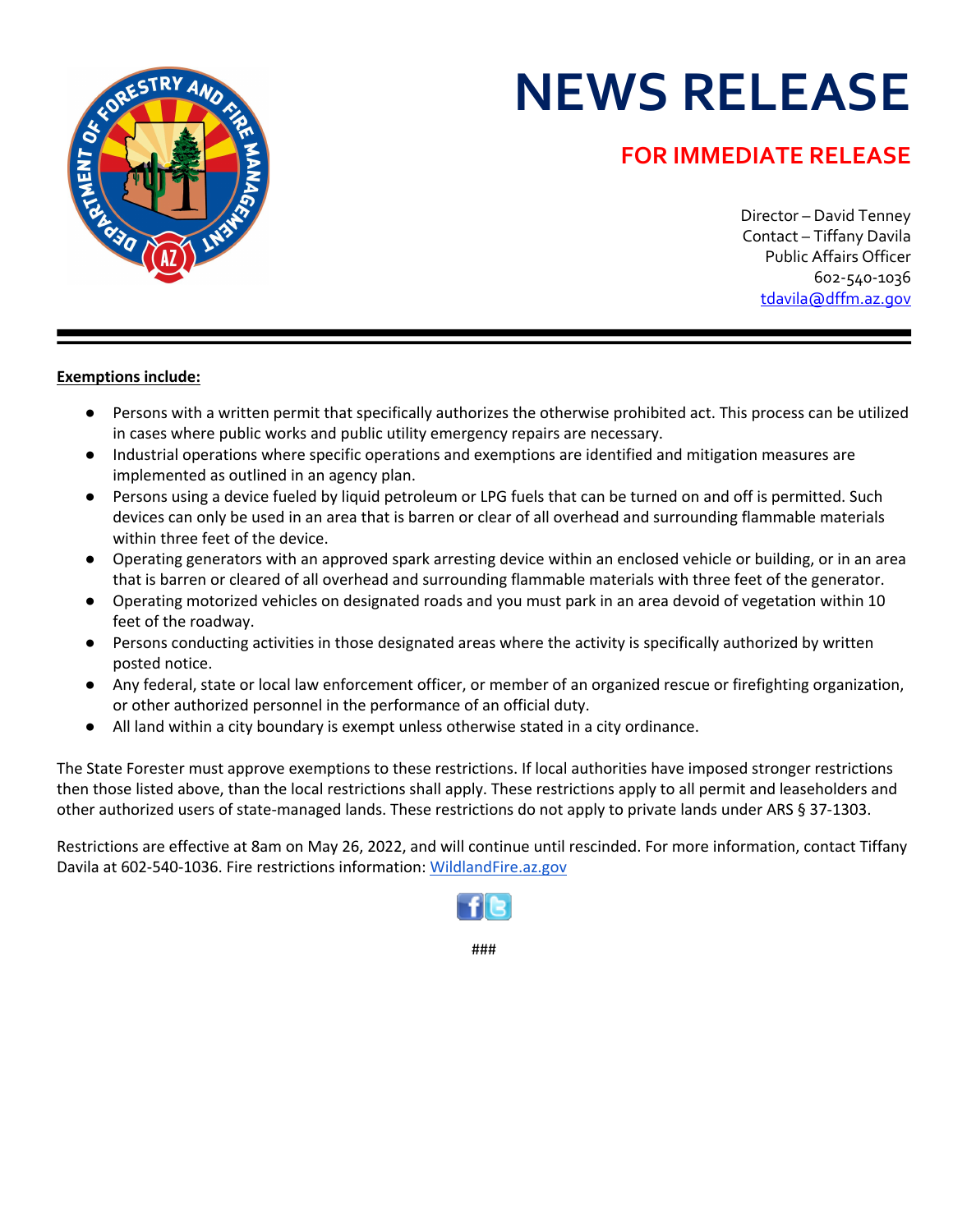# NEWS RELEASE

**FOR IMMEDIATE RELEASE**

Director – David Tenney
Contact – Tiffany Davila
Public Affairs Officer
602-540-1036
tdavila@dffm.az.gov

**Exemptions include:**

- Persons with a written permit that specifically authorizes the otherwise prohibited act. This process can be utilized in cases where public works and public utility emergency repairs are necessary.
- Industrial operations where specific operations and exemptions are identified and mitigation measures are implemented as outlined in an agency plan.
- Persons using a device fueled by liquid petroleum or LPG fuels that can be turned on and off is permitted. Such devices can only be used in an area that is barren or clear of all overhead and surrounding flammable materials within three feet of the device.
- Operating generators with an approved spark arresting device within an enclosed vehicle or building, or in an area that is barren or cleared of all overhead and surrounding flammable materials with three feet of the generator.
- Operating motorized vehicles on designated roads and you must park in an area devoid of vegetation within 10 feet of the roadway.
- Persons conducting activities in those designated areas where the activity is specifically authorized by written posted notice.
- Any federal, state or local law enforcement officer, or member of an organized rescue or firefighting organization, or other authorized personnel in the performance of an official duty.
- All land within a city boundary is exempt unless otherwise stated in a city ordinance.

The State Forester must approve exemptions to these restrictions. If local authorities have imposed stronger restrictions then those listed above, than the local restrictions shall apply. These restrictions apply to all permit and leaseholders and other authorized users of state-managed lands. These restrictions do not apply to private lands under ARS § 37-1303.

Restrictions are effective at 8am on May 26, 2022, and will continue until rescinded. For more information, contact Tiffany Davila at 602-540-1036. Fire restrictions information: WildlandFire.az.gov

###